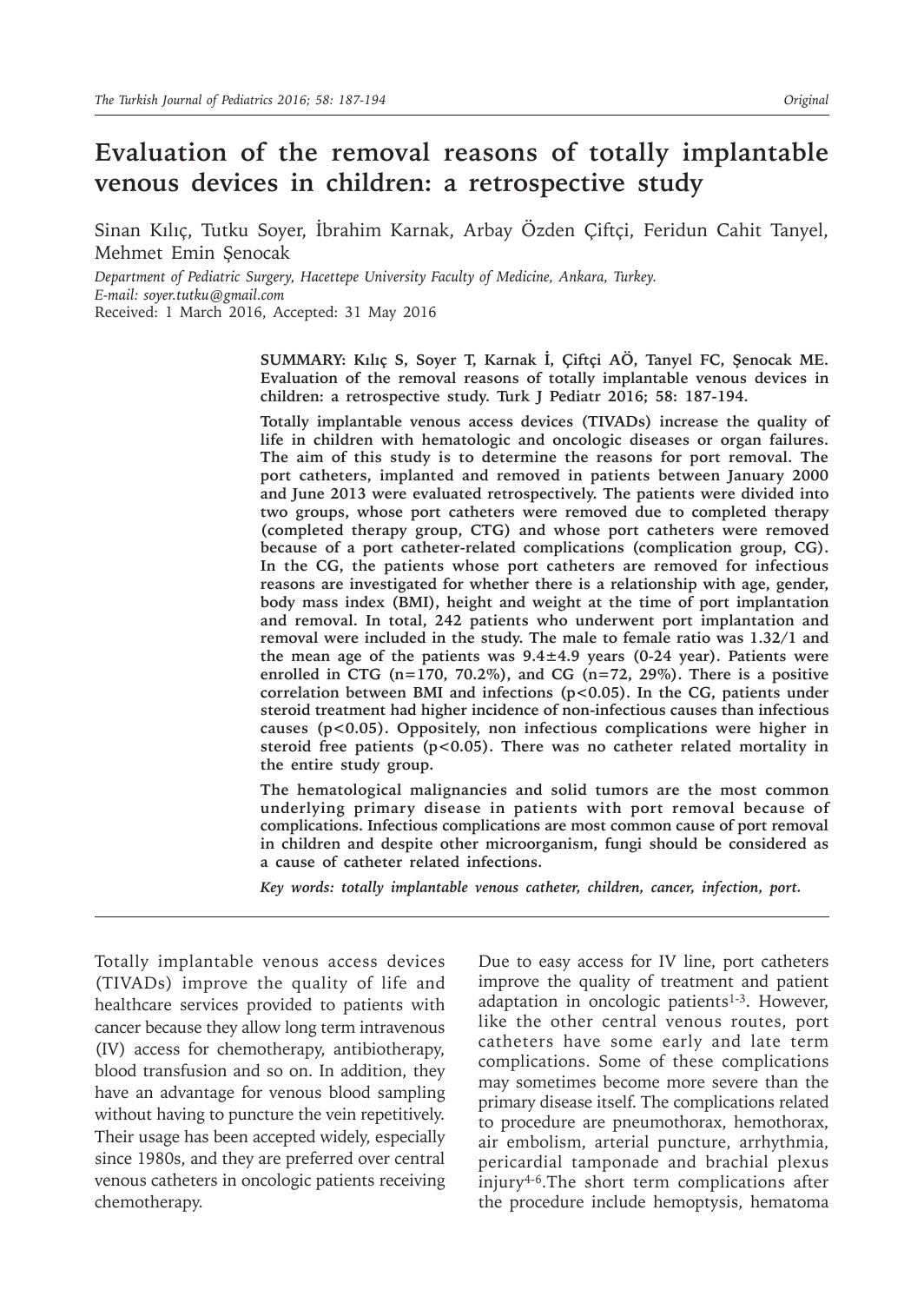# Evaluation of the removal reasons of totally implantable venous devices in children: a retrospective study

Sinan Kılıç, Tutku Soyer, İbrahim Karnak, Arbay Özden Çiftçi, Feridun Cahit Tanyel, Mehmet Emin Şenocak

*Department of Pediatric Surgery, Hacettepe University Faculty of Medicine, Ankara, Turkey.*
*E-mail: soyer.tutku@gmail.com*
Received: 1 March 2016, Accepted: 31 May 2016

**SUMMARY: Kılıç S, Soyer T, Karnak İ, Çiftçi AÖ, Tanyel FC, Şenocak ME. Evaluation of the removal reasons of totally implantable venous devices in children: a retrospective study. Turk J Pediatr 2016; 58: 187-194.**

**Totally implantable venous access devices (TIVADs) increase the quality of life in children with hematologic and oncologic diseases or organ failures. The aim of this study is to determine the reasons for port removal. The port catheters, implanted and removed in patients between January 2000 and June 2013 were evaluated retrospectively. The patients were divided into two groups, whose port catheters were removed due to completed therapy (completed therapy group, CTG) and whose port catheters were removed because of a port catheter-related complications (complication group, CG). In the CG, the patients whose port catheters are removed for infectious reasons are investigated for whether there is a relationship with age, gender, body mass index (BMI), height and weight at the time of port implantation and removal. In total, 242 patients who underwent port implantation and removal were included in the study. The male to female ratio was 1.32/1 and the mean age of the patients was 9.4±4.9 years (0-24 year). Patients were enrolled in CTG (n=170, 70.2%), and CG (n=72, 29%). There is a positive correlation between BMI and infections ($p<0.05$). In the CG, patients under steroid treatment had higher incidence of non-infectious causes than infectious causes ($p<0.05$). Oppositely, non infectious complications were higher in steroid free patients ($p<0.05$). There was no catheter related mortality in the entire study group.**

**The hematological malignancies and solid tumors are the most common underlying primary disease in patients with port removal because of complications. Infectious complications are most common cause of port removal in children and despite other microorganism, fungi should be considered as a cause of catheter related infections.**

***Key words: totally implantable venous catheter, children, cancer, infection, port.***

---

Totally implantable venous access devices (TIVADs) improve the quality of life and healthcare services provided to patients with cancer because they allow long term intravenous (IV) access for chemotherapy, antibiotherapy, blood transfusion and so on. In addition, they have an advantage for venous blood sampling without having to puncture the vein repetitively. Their usage has been accepted widely, especially since 1980s, and they are preferred over central venous catheters in oncologic patients receiving chemotherapy.

Due to easy access for IV line, port catheters improve the quality of treatment and patient adaptation in oncologic patients[1-3]. However, like the other central venous routes, port catheters have some early and late term complications. Some of these complications may sometimes become more severe than the primary disease itself. The complications related to procedure are pneumothorax, hemothorax, air embolism, arterial puncture, arrhythmia, pericardial tamponade and brachial plexus injury[4-6]. The short term complications after the procedure include hemoptysis, hematoma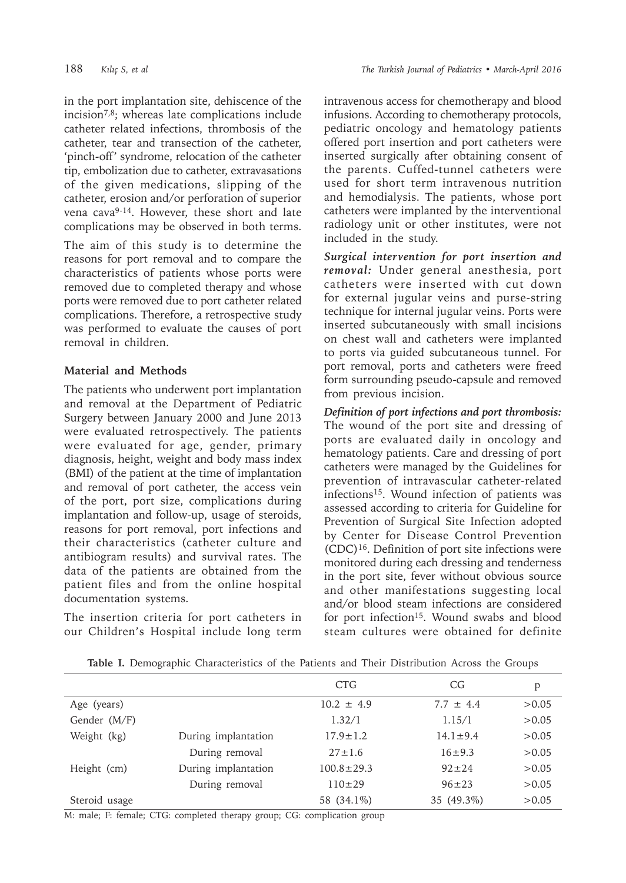in the port implantation site, dehiscence of the incision[7,8]; whereas late complications include catheter related infections, thrombosis of the catheter, tear and transection of the catheter, 'pinch-off' syndrome, relocation of the catheter tip, embolization due to catheter, extravasations of the given medications, slipping of the catheter, erosion and/or perforation of superior vena cava[9-14]. However, these short and late complications may be observed in both terms.

The aim of this study is to determine the reasons for port removal and to compare the characteristics of patients whose ports were removed due to completed therapy and whose ports were removed due to port catheter related complications. Therefore, a retrospective study was performed to evaluate the causes of port removal in children.

## Material and Methods

The patients who underwent port implantation and removal at the Department of Pediatric Surgery between January 2000 and June 2013 were evaluated retrospectively. The patients were evaluated for age, gender, primary diagnosis, height, weight and body mass index (BMI) of the patient at the time of implantation and removal of port catheter, the access vein of the port, port size, complications during implantation and follow-up, usage of steroids, reasons for port removal, port infections and their characteristics (catheter culture and antibiogram results) and survival rates. The data of the patients are obtained from the patient files and from the online hospital documentation systems.

The insertion criteria for port catheters in our Children's Hospital include long term intravenous access for chemotherapy and blood infusions. According to chemotherapy protocols, pediatric oncology and hematology patients offered port insertion and port catheters were inserted surgically after obtaining consent of the parents. Cuffed-tunnel catheters were used for short term intravenous nutrition and hemodialysis. The patients, whose port catheters were implanted by the interventional radiology unit or other institutes, were not included in the study.

***Surgical intervention for port insertion and removal:*** Under general anesthesia, port catheters were inserted with cut down for external jugular veins and purse-string technique for internal jugular veins. Ports were inserted subcutaneously with small incisions on chest wall and catheters were implanted to ports via guided subcutaneous tunnel. For port removal, ports and catheters were freed form surrounding pseudo-capsule and removed from previous incision.

***Definition of port infections and port thrombosis:*** The wound of the port site and dressing of ports are evaluated daily in oncology and hematology patients. Care and dressing of port catheters were managed by the Guidelines for prevention of intravascular catheter-related infections[15]. Wound infection of patients was assessed according to criteria for Guideline for Prevention of Surgical Site Infection adopted by Center for Disease Control Prevention (CDC)[16]. Definition of port site infections were monitored during each dressing and tenderness in the port site, fever without obvious source and other manifestations suggesting local and/or blood steam infections are considered for port infection[15]. Wound swabs and blood steam cultures were obtained for definite

**Table I.** Demographic Characteristics of the Patients and Their Distribution Across the Groups

| | | CTG | CG | p |
|---|---|---|---|---|
| Age (years) | | 10.2 ± 4.9 | 7.7 ± 4.4 | >0.05 |
| Gender (M/F) | | 1.32/1 | 1.15/1 | >0.05 |
| Weight (kg) | During implantation | 17.9±1.2 | 14.1±9.4 | >0.05 |
| | During removal | 27±1.6 | 16±9.3 | >0.05 |
| Height (cm) | During implantation | 100.8±29.3 | 92±24 | >0.05 |
| | During removal | 110±29 | 96±23 | >0.05 |
| Steroid usage | | 58 (34.1%) | 35 (49.3%) | >0.05 |

M: male; F: female; CTG: completed therapy group; CG: complication group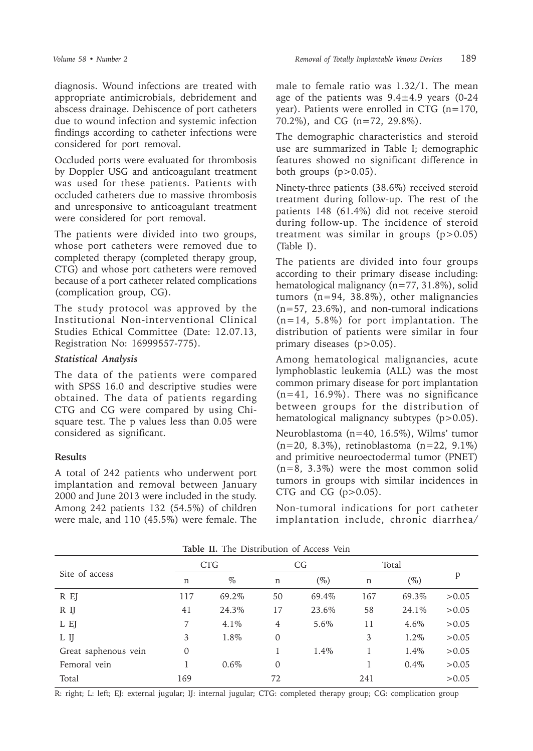diagnosis. Wound infections are treated with appropriate antimicrobials, debridement and abscess drainage. Dehiscence of port catheters due to wound infection and systemic infection findings according to catheter infections were considered for port removal.

Occluded ports were evaluated for thrombosis by Doppler USG and anticoagulant treatment was used for these patients. Patients with occluded catheters due to massive thrombosis and unresponsive to anticoagulant treatment were considered for port removal.

The patients were divided into two groups, whose port catheters were removed due to completed therapy (completed therapy group, CTG) and whose port catheters were removed because of a port catheter related complications (complication group, CG).

The study protocol was approved by the Institutional Non-interventional Clinical Studies Ethical Committee (Date: 12.07.13, Registration No: 16999557-775).

### *Statistical Analysis*

The data of the patients were compared with SPSS 16.0 and descriptive studies were obtained. The data of patients regarding CTG and CG were compared by using Chi-square test. The p values less than 0.05 were considered as significant.

## Results

A total of 242 patients who underwent port implantation and removal between January 2000 and June 2013 were included in the study. Among 242 patients 132 (54.5%) of children were male, and 110 (45.5%) were female. The male to female ratio was 1.32/1. The mean age of the patients was 9.4±4.9 years (0-24 year). Patients were enrolled in CTG (n=170, 70.2%), and CG (n=72, 29.8%).

The demographic characteristics and steroid use are summarized in Table I; demographic features showed no significant difference in both groups (p>0.05).

Ninety-three patients (38.6%) received steroid treatment during follow-up. The rest of the patients 148 (61.4%) did not receive steroid during follow-up. The incidence of steroid treatment was similar in groups (p>0.05) (Table I).

The patients are divided into four groups according to their primary disease including: hematological malignancy (n=77, 31.8%), solid tumors (n=94, 38.8%), other malignancies (n=57, 23.6%), and non-tumoral indications (n=14, 5.8%) for port implantation. The distribution of patients were similar in four primary diseases (p>0.05).

Among hematological malignancies, acute lymphoblastic leukemia (ALL) was the most common primary disease for port implantation (n=41, 16.9%). There was no significance between groups for the distribution of hematological malignancy subtypes (p>0.05).

Neuroblastoma (n=40, 16.5%), Wilms' tumor (n=20, 8.3%), retinoblastoma (n=22, 9.1%) and primitive neuroectodermal tumor (PNET) (n=8, 3.3%) were the most common solid tumors in groups with similar incidences in CTG and CG (p>0.05).

Non-tumoral indications for port catheter implantation include, chronic diarrhea/

**Table II.** The Distribution of Access Vein

| Site of access | CTG | | CG | | Total | | p |
|---|---|---|---|---|---|---|---|
| | n | % | n | (%) | n | (%) | |
| R EJ | 117 | 69.2% | 50 | 69.4% | 167 | 69.3% | >0.05 |
| R IJ | 41 | 24.3% | 17 | 23.6% | 58 | 24.1% | >0.05 |
| L EJ | 7 | 4.1% | 4 | 5.6% | 11 | 4.6% | >0.05 |
| L IJ | 3 | 1.8% | 0 | | 3 | 1.2% | >0.05 |
| Great saphenous vein | 0 | | 1 | 1.4% | 1 | 1.4% | >0.05 |
| Femoral vein | 1 | 0.6% | 0 | | 1 | 0.4% | >0.05 |
| Total | 169 | | 72 | | 241 | | >0.05 |

R: right; L: left; EJ: external jugular; IJ: internal jugular; CTG: completed therapy group; CG: complication group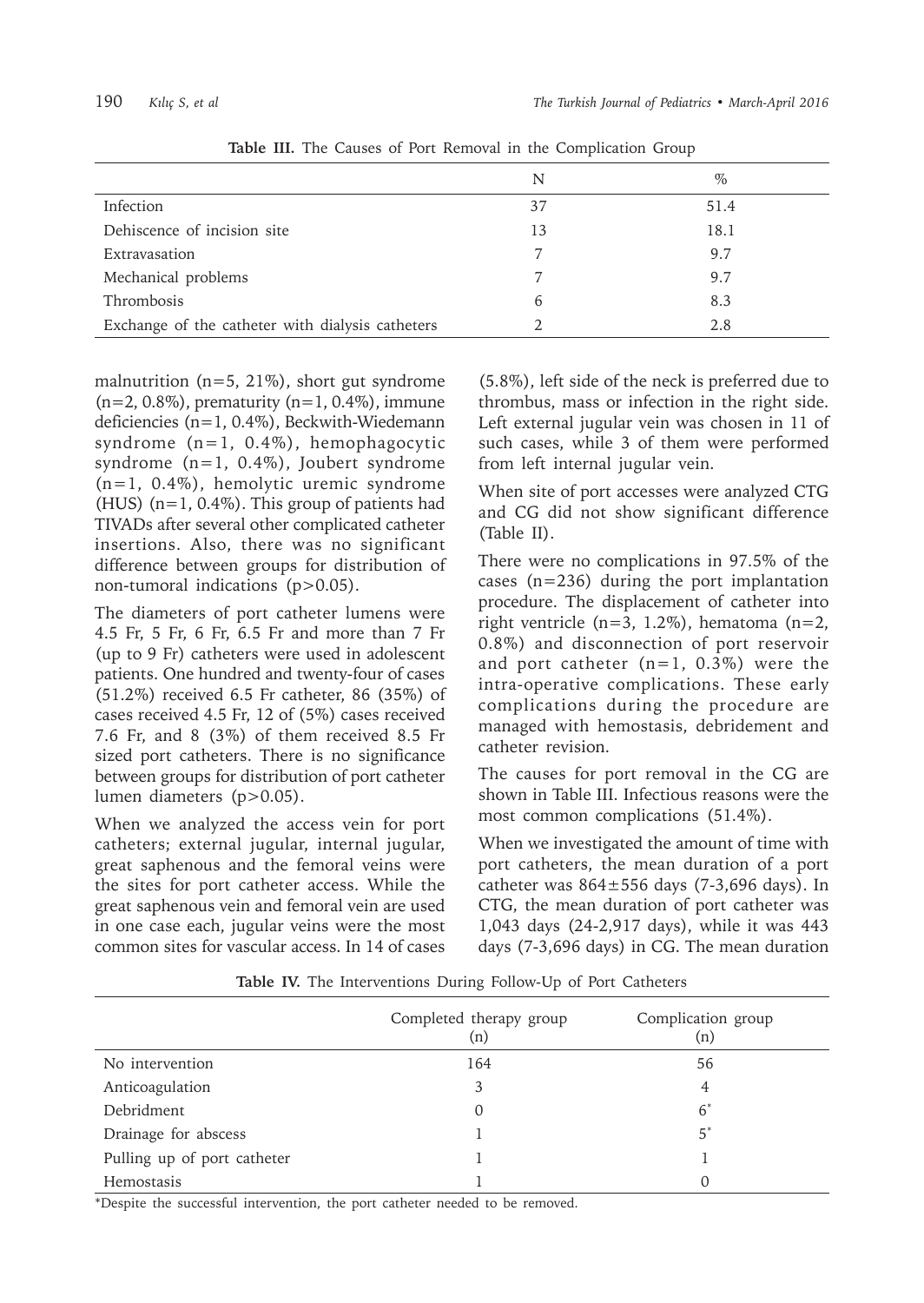**Table III.** The Causes of Port Removal in the Complication Group

| | N | % |
|---|---|---|
| Infection | 37 | 51.4 |
| Dehiscence of incision site | 13 | 18.1 |
| Extravasation | 7 | 9.7 |
| Mechanical problems | 7 | 9.7 |
| Thrombosis | 6 | 8.3 |
| Exchange of the catheter with dialysis catheters | 2 | 2.8 |

malnutrition (n=5, 21%), short gut syndrome (n=2, 0.8%), prematurity (n=1, 0.4%), immune deficiencies (n=1, 0.4%), Beckwith-Wiedemann syndrome (n=1, 0.4%), hemophagocytic syndrome (n=1, 0.4%), Joubert syndrome (n=1, 0.4%), hemolytic uremic syndrome (HUS) (n=1, 0.4%). This group of patients had TIVADs after several other complicated catheter insertions. Also, there was no significant difference between groups for distribution of non-tumoral indications (p>0.05).

The diameters of port catheter lumens were 4.5 Fr, 5 Fr, 6 Fr, 6.5 Fr and more than 7 Fr (up to 9 Fr) catheters were used in adolescent patients. One hundred and twenty-four of cases (51.2%) received 6.5 Fr catheter, 86 (35%) of cases received 4.5 Fr, 12 of (5%) cases received 7.6 Fr, and 8 (3%) of them received 8.5 Fr sized port catheters. There is no significance between groups for distribution of port catheter lumen diameters (p>0.05).

When we analyzed the access vein for port catheters; external jugular, internal jugular, great saphenous and the femoral veins were the sites for port catheter access. While the great saphenous vein and femoral vein are used in one case each, jugular veins were the most common sites for vascular access. In 14 of cases (5.8%), left side of the neck is preferred due to thrombus, mass or infection in the right side. Left external jugular vein was chosen in 11 of such cases, while 3 of them were performed from left internal jugular vein.

When site of port accesses were analyzed CTG and CG did not show significant difference (Table II).

There were no complications in 97.5% of the cases (n=236) during the port implantation procedure. The displacement of catheter into right ventricle (n=3, 1.2%), hematoma (n=2, 0.8%) and disconnection of port reservoir and port catheter (n=1, 0.3%) were the intra-operative complications. These early complications during the procedure are managed with hemostasis, debridement and catheter revision.

The causes for port removal in the CG are shown in Table III. Infectious reasons were the most common complications (51.4%).

When we investigated the amount of time with port catheters, the mean duration of a port catheter was 864±556 days (7-3,696 days). In CTG, the mean duration of port catheter was 1,043 days (24-2,917 days), while it was 443 days (7-3,696 days) in CG. The mean duration

**Table IV.** The Interventions During Follow-Up of Port Catheters

| | Completed therapy group (n) | Complication group (n) |
|---|---|---|
| No intervention | 164 | 56 |
| Anticoagulation | 3 | 4 |
| Debridment | 0 | 6* |
| Drainage for abscess | 1 | 5* |
| Pulling up of port catheter | 1 | 1 |
| Hemostasis | 1 | 0 |

*Despite the successful intervention, the port catheter needed to be removed.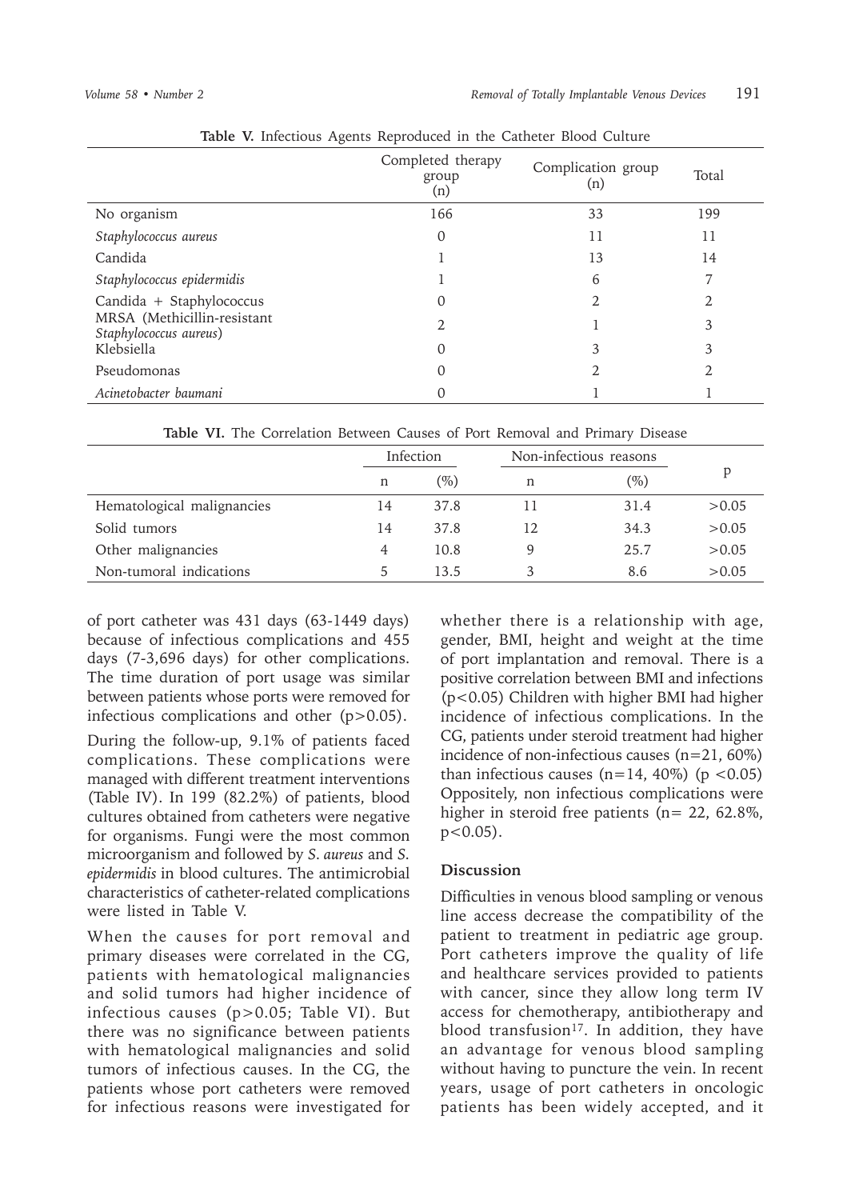**Table V.** Infectious Agents Reproduced in the Catheter Blood Culture

| | Completed therapy group (n) | Complication group (n) | Total |
|---|---|---|---|
| No organism | 166 | 33 | 199 |
| *Staphylococcus aureus* | 0 | 11 | 11 |
| Candida | 1 | 13 | 14 |
| *Staphylococcus epidermidis* | 1 | 6 | 7 |
| Candida + Staphylococcus | 0 | 2 | 2 |
| MRSA (Methicillin-resistant *Staphylococcus aureus*) | 2 | 1 | 3 |
| Klebsiella | 0 | 3 | 3 |
| Pseudomonas | 0 | 2 | 2 |
| *Acinetobacter baumani* | 0 | 1 | 1 |

**Table VI.** The Correlation Between Causes of Port Removal and Primary Disease

| | Infection | | Non-infectious reasons | | p |
|---|---|---|---|---|---|
| | n | (%) | n | (%) | |
| Hematological malignancies | 14 | 37.8 | 11 | 31.4 | >0.05 |
| Solid tumors | 14 | 37.8 | 12 | 34.3 | >0.05 |
| Other malignancies | 4 | 10.8 | 9 | 25.7 | >0.05 |
| Non-tumoral indications | 5 | 13.5 | 3 | 8.6 | >0.05 |

of port catheter was 431 days (63-1449 days) because of infectious complications and 455 days (7-3,696 days) for other complications. The time duration of port usage was similar between patients whose ports were removed for infectious complications and other ($p>0.05$).

During the follow-up, 9.1% of patients faced complications. These complications were managed with different treatment interventions (Table IV). In 199 (82.2%) of patients, blood cultures obtained from catheters were negative for organisms. Fungi were the most common microorganism and followed by *S. aureus* and *S. epidermidis* in blood cultures. The antimicrobial characteristics of catheter-related complications were listed in Table V.

When the causes for port removal and primary diseases were correlated in the CG, patients with hematological malignancies and solid tumors had higher incidence of infectious causes ($p>0.05$; Table VI). But there was no significance between patients with hematological malignancies and solid tumors of infectious causes. In the CG, the patients whose port catheters were removed for infectious reasons were investigated for whether there is a relationship with age, gender, BMI, height and weight at the time of port implantation and removal. There is a positive correlation between BMI and infections ($p<0.05$) Children with higher BMI had higher incidence of infectious complications. In the CG, patients under steroid treatment had higher incidence of non-infectious causes (n=21, 60%) than infectious causes (n=14, 40%) ($p<0.05$) Oppositely, non infectious complications were higher in steroid free patients (n= 22, 62.8%, $p<0.05$).

## Discussion

Difficulties in venous blood sampling or venous line access decrease the compatibility of the patient to treatment in pediatric age group. Port catheters improve the quality of life and healthcare services provided to patients with cancer, since they allow long term IV access for chemotherapy, antibiotherapy and blood transfusion[17]. In addition, they have an advantage for venous blood sampling without having to puncture the vein. In recent years, usage of port catheters in oncologic patients has been widely accepted, and it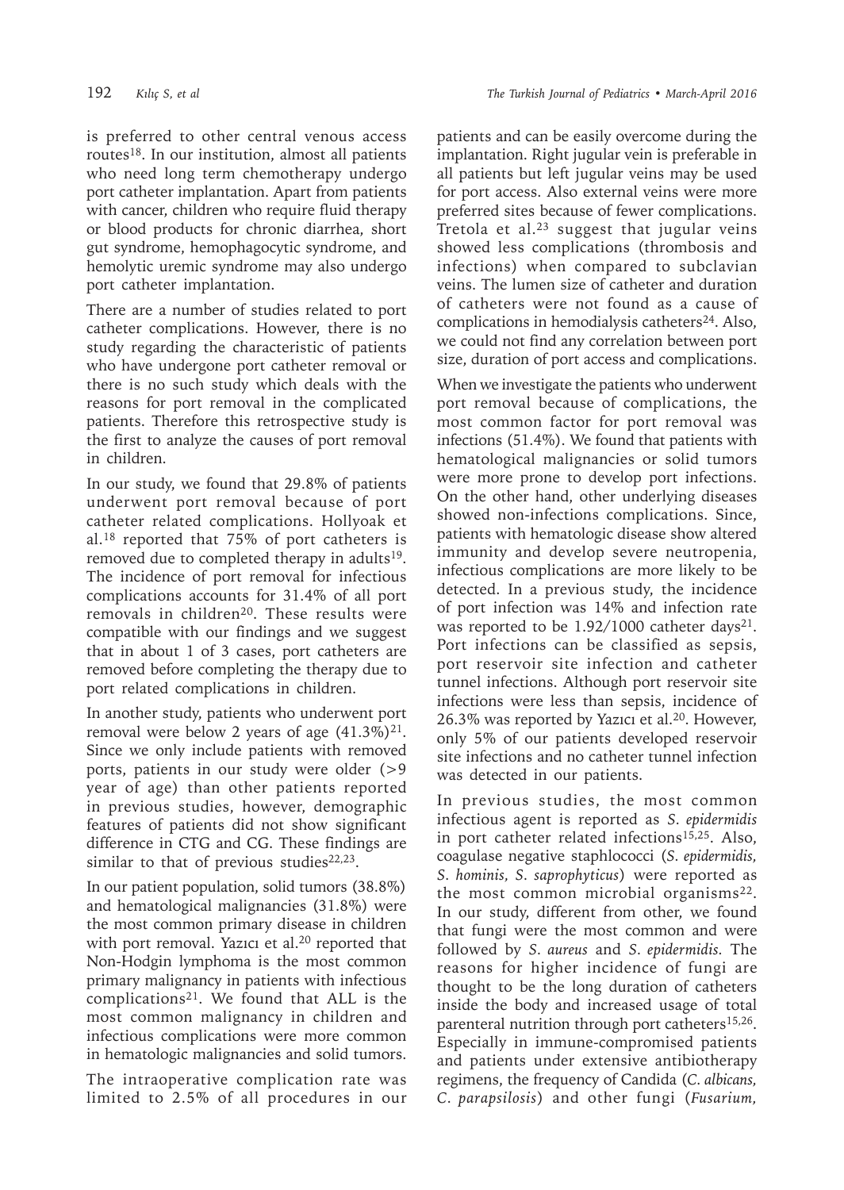is preferred to other central venous access routes[18]. In our institution, almost all patients who need long term chemotherapy undergo port catheter implantation. Apart from patients with cancer, children who require fluid therapy or blood products for chronic diarrhea, short gut syndrome, hemophagocytic syndrome, and hemolytic uremic syndrome may also undergo port catheter implantation.

There are a number of studies related to port catheter complications. However, there is no study regarding the characteristic of patients who have undergone port catheter removal or there is no such study which deals with the reasons for port removal in the complicated patients. Therefore this retrospective study is the first to analyze the causes of port removal in children.

In our study, we found that 29.8% of patients underwent port removal because of port catheter related complications. Hollyoak et al.[18] reported that 75% of port catheters is removed due to completed therapy in adults[19]. The incidence of port removal for infectious complications accounts for 31.4% of all port removals in children[20]. These results were compatible with our findings and we suggest that in about 1 of 3 cases, port catheters are removed before completing the therapy due to port related complications in children.

In another study, patients who underwent port removal were below 2 years of age (41.3%)[21]. Since we only include patients with removed ports, patients in our study were older (>9 year of age) than other patients reported in previous studies, however, demographic features of patients did not show significant difference in CTG and CG. These findings are similar to that of previous studies[22,23].

In our patient population, solid tumors (38.8%) and hematological malignancies (31.8%) were the most common primary disease in children with port removal. Yazıcı et al.[20] reported that Non-Hodgin lymphoma is the most common primary malignancy in patients with infectious complications[21]. We found that ALL is the most common malignancy in children and infectious complications were more common in hematologic malignancies and solid tumors.

The intraoperative complication rate was limited to 2.5% of all procedures in our patients and can be easily overcome during the implantation. Right jugular vein is preferable in all patients but left jugular veins may be used for port access. Also external veins were more preferred sites because of fewer complications. Tretola et al.[23] suggest that jugular veins showed less complications (thrombosis and infections) when compared to subclavian veins. The lumen size of catheter and duration of catheters were not found as a cause of complications in hemodialysis catheters[24]. Also, we could not find any correlation between port size, duration of port access and complications.

When we investigate the patients who underwent port removal because of complications, the most common factor for port removal was infections (51.4%). We found that patients with hematological malignancies or solid tumors were more prone to develop port infections. On the other hand, other underlying diseases showed non-infections complications. Since, patients with hematologic disease show altered immunity and develop severe neutropenia, infectious complications are more likely to be detected. In a previous study, the incidence of port infection was 14% and infection rate was reported to be 1.92/1000 catheter days[21]. Port infections can be classified as sepsis, port reservoir site infection and catheter tunnel infections. Although port reservoir site infections were less than sepsis, incidence of 26.3% was reported by Yazıcı et al.[20]. However, only 5% of our patients developed reservoir site infections and no catheter tunnel infection was detected in our patients.

In previous studies, the most common infectious agent is reported as *S. epidermidis* in port catheter related infections[15,25]. Also, coagulase negative staphlococci (*S. epidermidis, S. hominis, S. saprophyticus*) were reported as the most common microbial organisms[22]. In our study, different from other, we found that fungi were the most common and were followed by *S. aureus* and *S. epidermidis*. The reasons for higher incidence of fungi are thought to be the long duration of catheters inside the body and increased usage of total parenteral nutrition through port catheters[15,26]. Especially in immune-compromised patients and patients under extensive antibiotherapy regimens, the frequency of Candida (*C. albicans, C. parapsilosis*) and other fungi (*Fusarium,*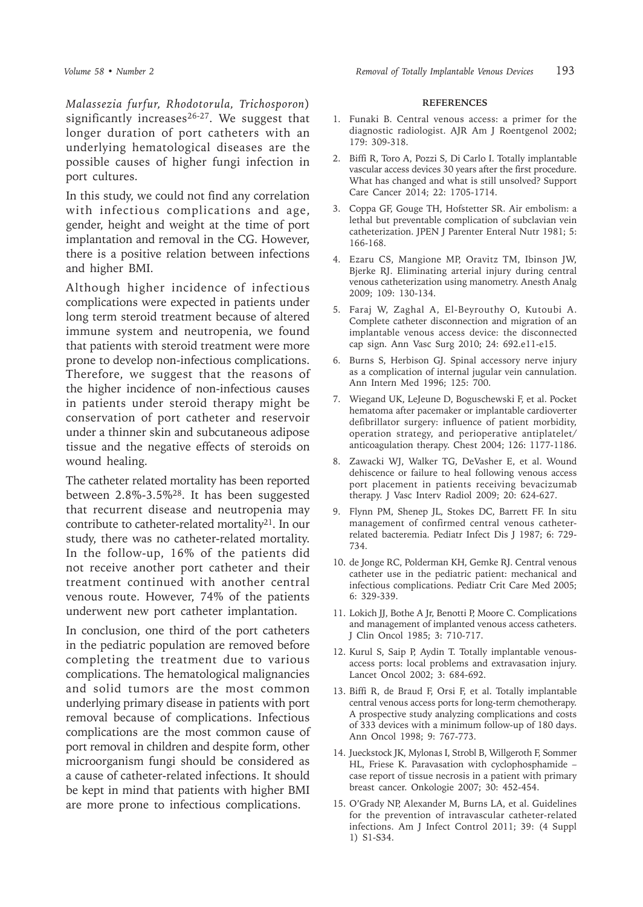*Malassezia furfur, Rhodotorula, Trichosporon*) significantly increases[26-27]. We suggest that longer duration of port catheters with an underlying hematological diseases are the possible causes of higher fungi infection in port cultures.

In this study, we could not find any correlation with infectious complications and age, gender, height and weight at the time of port implantation and removal in the CG. However, there is a positive relation between infections and higher BMI.

Although higher incidence of infectious complications were expected in patients under long term steroid treatment because of altered immune system and neutropenia, we found that patients with steroid treatment were more prone to develop non-infectious complications. Therefore, we suggest that the reasons of the higher incidence of non-infectious causes in patients under steroid therapy might be conservation of port catheter and reservoir under a thinner skin and subcutaneous adipose tissue and the negative effects of steroids on wound healing.

The catheter related mortality has been reported between 2.8%-3.5%[28]. It has been suggested that recurrent disease and neutropenia may contribute to catheter-related mortality[21]. In our study, there was no catheter-related mortality. In the follow-up, 16% of the patients did not receive another port catheter and their treatment continued with another central venous route. However, 74% of the patients underwent new port catheter implantation.

In conclusion, one third of the port catheters in the pediatric population are removed before completing the treatment due to various complications. The hematological malignancies and solid tumors are the most common underlying primary disease in patients with port removal because of complications. Infectious complications are the most common cause of port removal in children and despite form, other microorganism fungi should be considered as a cause of catheter-related infections. It should be kept in mind that patients with higher BMI are more prone to infectious complications.

## REFERENCES

1. Funaki B. Central venous access: a primer for the diagnostic radiologist. AJR Am J Roentgenol 2002; 179: 309-318.
2. Biffi R, Toro A, Pozzi S, Di Carlo I. Totally implantable vascular access devices 30 years after the first procedure. What has changed and what is still unsolved? Support Care Cancer 2014; 22: 1705-1714.
3. Coppa GF, Gouge TH, Hofstetter SR. Air embolism: a lethal but preventable complication of subclavian vein catheterization. JPEN J Parenter Enteral Nutr 1981; 5: 166-168.
4. Ezaru CS, Mangione MP, Oravitz TM, Ibinson JW, Bjerke RJ. Eliminating arterial injury during central venous catheterization using manometry. Anesth Analg 2009; 109: 130-134.
5. Faraj W, Zaghal A, El-Beyrouthy O, Kutoubi A. Complete catheter disconnection and migration of an implantable venous access device: the disconnected cap sign. Ann Vasc Surg 2010; 24: 692.e11-e15.
6. Burns S, Herbison GJ. Spinal accessory nerve injury as a complication of internal jugular vein cannulation. Ann Intern Med 1996; 125: 700.
7. Wiegand UK, LeJeune D, Boguschewski F, et al. Pocket hematoma after pacemaker or implantable cardioverter defibrillator surgery: influence of patient morbidity, operation strategy, and perioperative antiplatelet/anticoagulation therapy. Chest 2004; 126: 1177-1186.
8. Zawacki WJ, Walker TG, DeVasher E, et al. Wound dehiscence or failure to heal following venous access port placement in patients receiving bevacizumab therapy. J Vasc Interv Radiol 2009; 20: 624-627.
9. Flynn PM, Shenep JL, Stokes DC, Barrett FF. In situ management of confirmed central venous catheter-related bacteremia. Pediatr Infect Dis J 1987; 6: 729-734.
10. de Jonge RC, Polderman KH, Gemke RJ. Central venous catheter use in the pediatric patient: mechanical and infectious complications. Pediatr Crit Care Med 2005; 6: 329-339.
11. Lokich JJ, Bothe A Jr, Benotti P, Moore C. Complications and management of implanted venous access catheters. J Clin Oncol 1985; 3: 710-717.
12. Kurul S, Saip P, Aydin T. Totally implantable venous-access ports: local problems and extravasation injury. Lancet Oncol 2002; 3: 684-692.
13. Biffi R, de Braud F, Orsi F, et al. Totally implantable central venous access ports for long-term chemotherapy. A prospective study analyzing complications and costs of 333 devices with a minimum follow-up of 180 days. Ann Oncol 1998; 9: 767-773.
14. Jueckstock JK, Mylonas I, Strobl B, Willgeroth F, Sommer HL, Friese K. Paravasation with cyclophosphamide – case report of tissue necrosis in a patient with primary breast cancer. Onkologie 2007; 30: 452-454.
15. O'Grady NP, Alexander M, Burns LA, et al. Guidelines for the prevention of intravascular catheter-related infections. Am J Infect Control 2011; 39: (4 Suppl 1) S1-S34.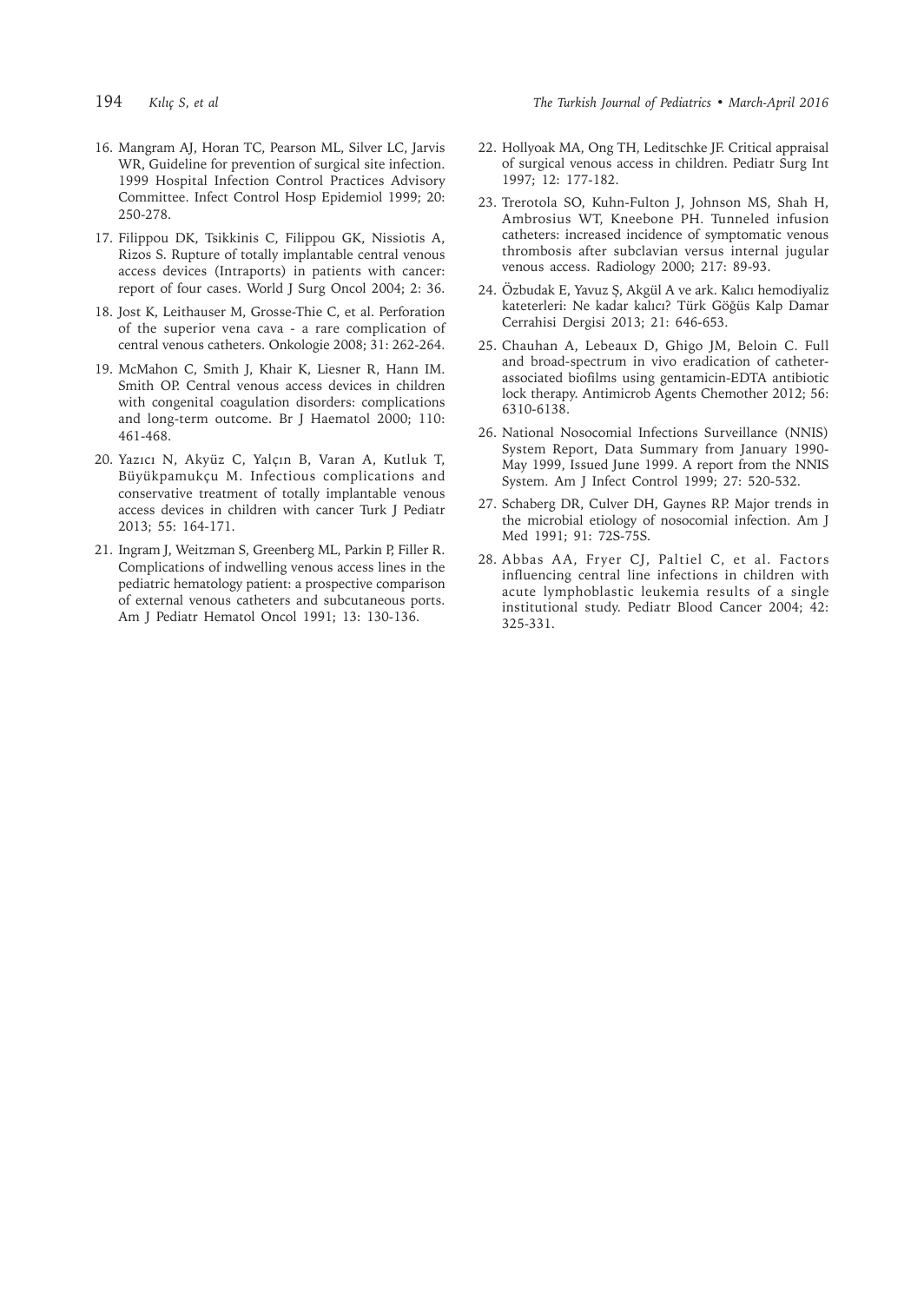16. Mangram AJ, Horan TC, Pearson ML, Silver LC, Jarvis WR, Guideline for prevention of surgical site infection. 1999 Hospital Infection Control Practices Advisory Committee. Infect Control Hosp Epidemiol 1999; 20: 250-278.

17. Filippou DK, Tsikkinis C, Filippou GK, Nissiotis A, Rizos S. Rupture of totally implantable central venous access devices (Intraports) in patients with cancer: report of four cases. World J Surg Oncol 2004; 2: 36.

18. Jost K, Leithauser M, Grosse-Thie C, et al. Perforation of the superior vena cava - a rare complication of central venous catheters. Onkologie 2008; 31: 262-264.

19. McMahon C, Smith J, Khair K, Liesner R, Hann IM. Smith OP. Central venous access devices in children with congenital coagulation disorders: complications and long-term outcome. Br J Haematol 2000; 110: 461-468.

20. Yazıcı N, Akyüz C, Yalçın B, Varan A, Kutluk T, Büyükpamukçu M. Infectious complications and conservative treatment of totally implantable venous access devices in children with cancer Turk J Pediatr 2013; 55: 164-171.

21. Ingram J, Weitzman S, Greenberg ML, Parkin P, Filler R. Complications of indwelling venous access lines in the pediatric hematology patient: a prospective comparison of external venous catheters and subcutaneous ports. Am J Pediatr Hematol Oncol 1991; 13: 130-136.

22. Hollyoak MA, Ong TH, Leditschke JF. Critical appraisal of surgical venous access in children. Pediatr Surg Int 1997; 12: 177-182.

23. Trerotola SO, Kuhn-Fulton J, Johnson MS, Shah H, Ambrosius WT, Kneebone PH. Tunneled infusion catheters: increased incidence of symptomatic venous thrombosis after subclavian versus internal jugular venous access. Radiology 2000; 217: 89-93.

24. Özbudak E, Yavuz Ş, Akgül A ve ark. Kalıcı hemodiyaliz kateterleri: Ne kadar kalıcı? Türk Göğüs Kalp Damar Cerrahisi Dergisi 2013; 21: 646-653.

25. Chauhan A, Lebeaux D, Ghigo JM, Beloin C. Full and broad-spectrum in vivo eradication of catheter-associated biofilms using gentamicin-EDTA antibiotic lock therapy. Antimicrob Agents Chemother 2012; 56: 6310-6138.

26. National Nosocomial Infections Surveillance (NNIS) System Report, Data Summary from January 1990-May 1999, Issued June 1999. A report from the NNIS System. Am J Infect Control 1999; 27: 520-532.

27. Schaberg DR, Culver DH, Gaynes RP. Major trends in the microbial etiology of nosocomial infection. Am J Med 1991; 91: 72S-75S.

28. Abbas AA, Fryer CJ, Paltiel C, et al. Factors influencing central line infections in children with acute lymphoblastic leukemia results of a single institutional study. Pediatr Blood Cancer 2004; 42: 325-331.